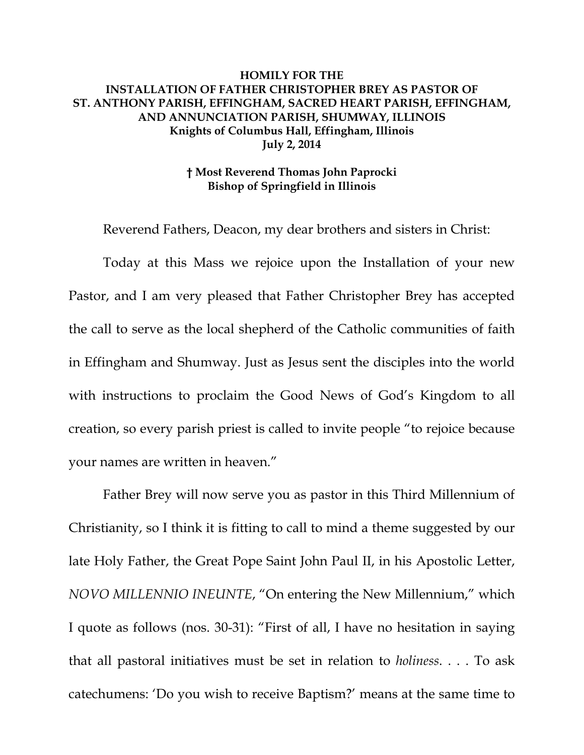# HOMILY FOR THE INSTALLATION OF FATHER CHRISTOPHER BREY AS PASTOR OF ST. ANTHONY PARISH, EFFINGHAM, SACRED HEART PARISH, EFFINGHAM, AND ANNUNCIATION PARISH, SHUMWAY, ILLINOIS

**Knights of Columbus Hall, Effingham, Illinois**
**July 2, 2014**

**† Most Reverend Thomas John Paprocki**
**Bishop of Springfield in Illinois**

Reverend Fathers, Deacon, my dear brothers and sisters in Christ:

Today at this Mass we rejoice upon the Installation of your new Pastor, and I am very pleased that Father Christopher Brey has accepted the call to serve as the local shepherd of the Catholic communities of faith in Effingham and Shumway. Just as Jesus sent the disciples into the world with instructions to proclaim the Good News of God's Kingdom to all creation, so every parish priest is called to invite people "to rejoice because your names are written in heaven."

Father Brey will now serve you as pastor in this Third Millennium of Christianity, so I think it is fitting to call to mind a theme suggested by our late Holy Father, the Great Pope Saint John Paul II, in his Apostolic Letter, *NOVO MILLENNIO INEUNTE*, "On entering the New Millennium," which I quote as follows (nos. 30-31): "First of all, I have no hesitation in saying that all pastoral initiatives must be set in relation to *holiness*. . . . To ask catechumens: 'Do you wish to receive Baptism?' means at the same time to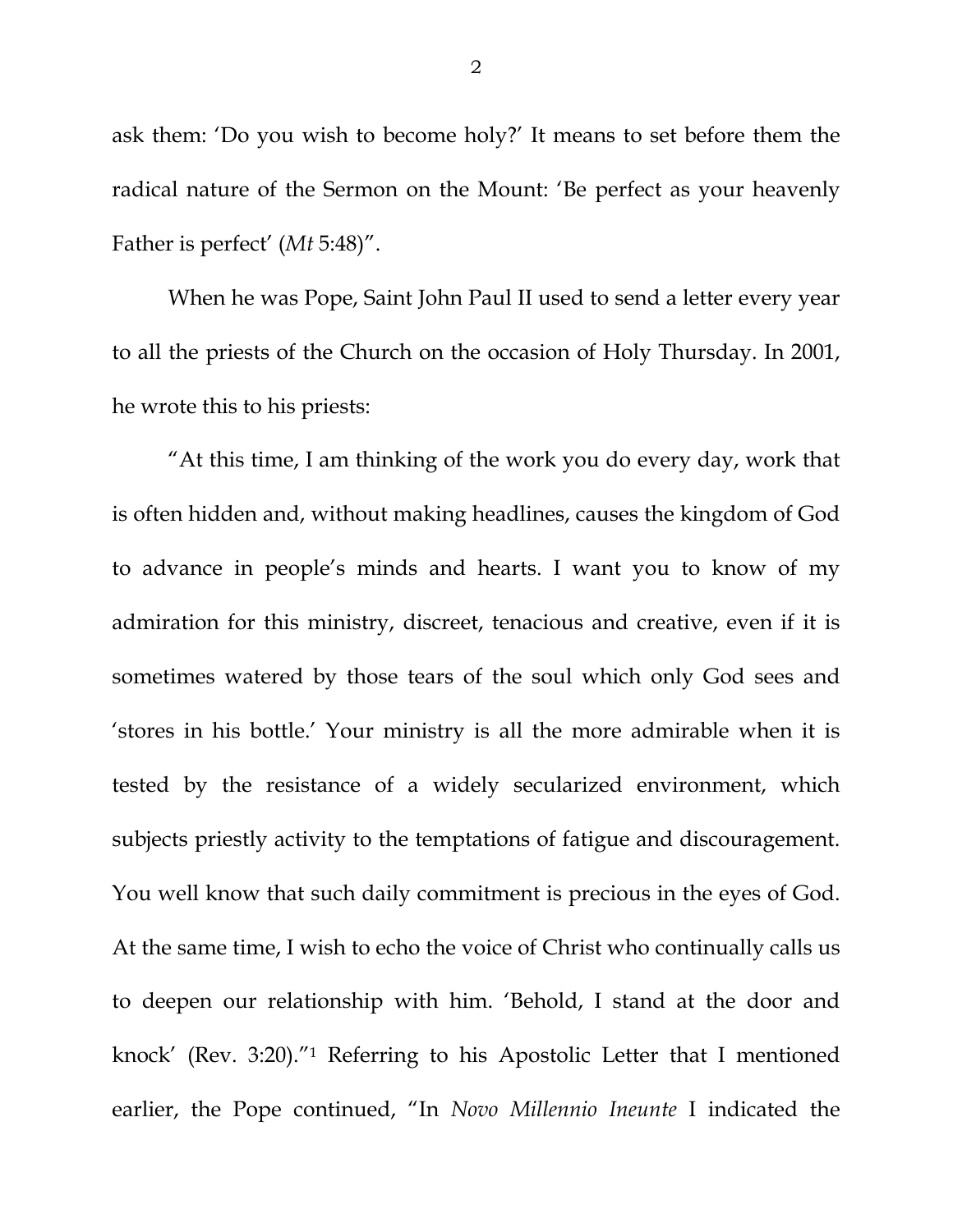ask them: 'Do you wish to become holy?' It means to set before them the radical nature of the Sermon on the Mount: 'Be perfect as your heavenly Father is perfect' (*Mt* 5:48)".

When he was Pope, Saint John Paul II used to send a letter every year to all the priests of the Church on the occasion of Holy Thursday. In 2001, he wrote this to his priests:

"At this time, I am thinking of the work you do every day, work that is often hidden and, without making headlines, causes the kingdom of God to advance in people's minds and hearts. I want you to know of my admiration for this ministry, discreet, tenacious and creative, even if it is sometimes watered by those tears of the soul which only God sees and 'stores in his bottle.' Your ministry is all the more admirable when it is tested by the resistance of a widely secularized environment, which subjects priestly activity to the temptations of fatigue and discouragement. You well know that such daily commitment is precious in the eyes of God. At the same time, I wish to echo the voice of Christ who continually calls us to deepen our relationship with him. 'Behold, I stand at the door and knock' (Rev. 3:20)."[1] Referring to his Apostolic Letter that I mentioned earlier, the Pope continued, "In *Novo Millennio Ineunte* I indicated the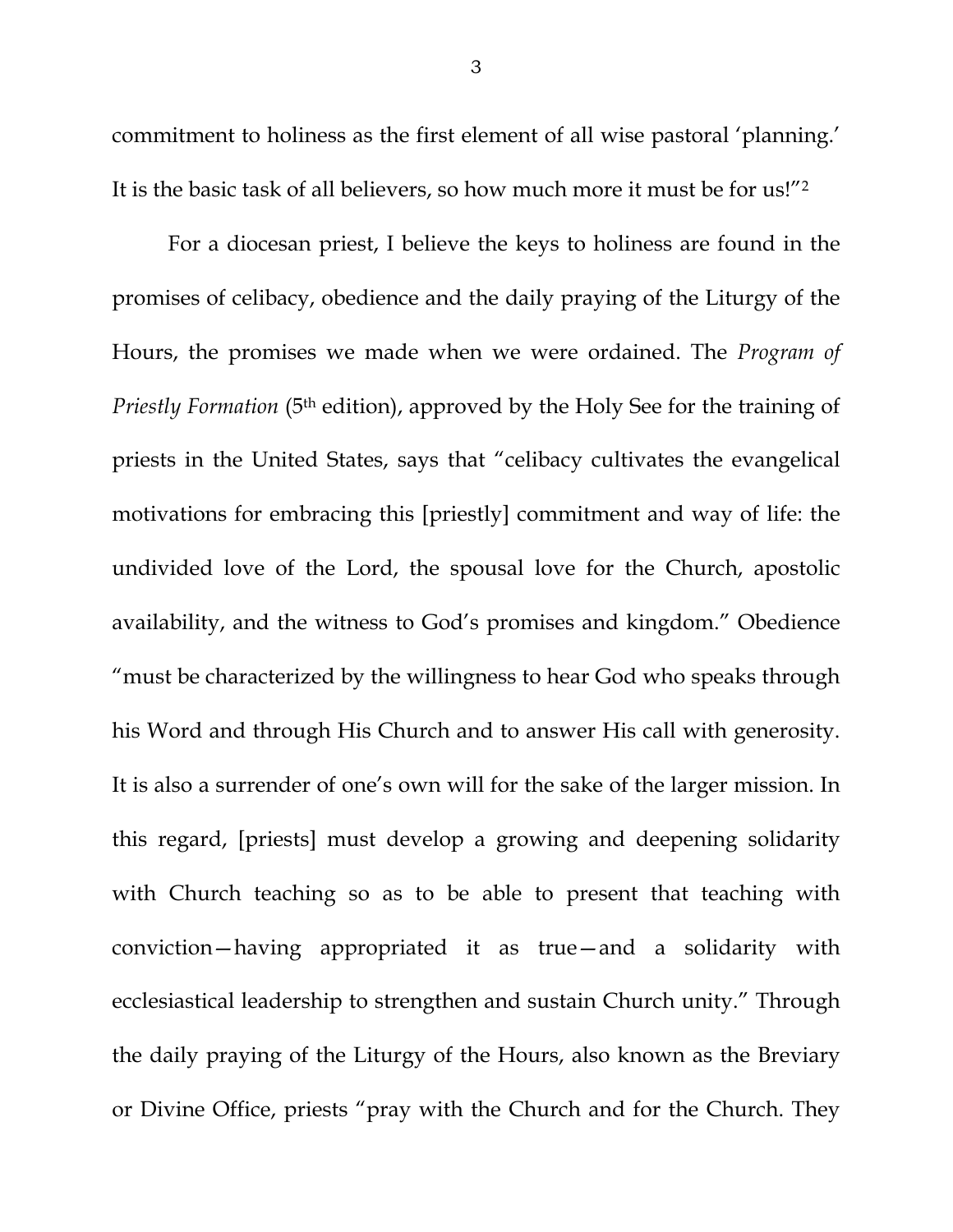commitment to holiness as the first element of all wise pastoral 'planning.' It is the basic task of all believers, so how much more it must be for us!"[2]

For a diocesan priest, I believe the keys to holiness are found in the promises of celibacy, obedience and the daily praying of the Liturgy of the Hours, the promises we made when we were ordained. The *Program of Priestly Formation* (5th edition), approved by the Holy See for the training of priests in the United States, says that "celibacy cultivates the evangelical motivations for embracing this [priestly] commitment and way of life: the undivided love of the Lord, the spousal love for the Church, apostolic availability, and the witness to God's promises and kingdom." Obedience "must be characterized by the willingness to hear God who speaks through his Word and through His Church and to answer His call with generosity. It is also a surrender of one's own will for the sake of the larger mission. In this regard, [priests] must develop a growing and deepening solidarity with Church teaching so as to be able to present that teaching with conviction—having appropriated it as true—and a solidarity with ecclesiastical leadership to strengthen and sustain Church unity." Through the daily praying of the Liturgy of the Hours, also known as the Breviary or Divine Office, priests "pray with the Church and for the Church. They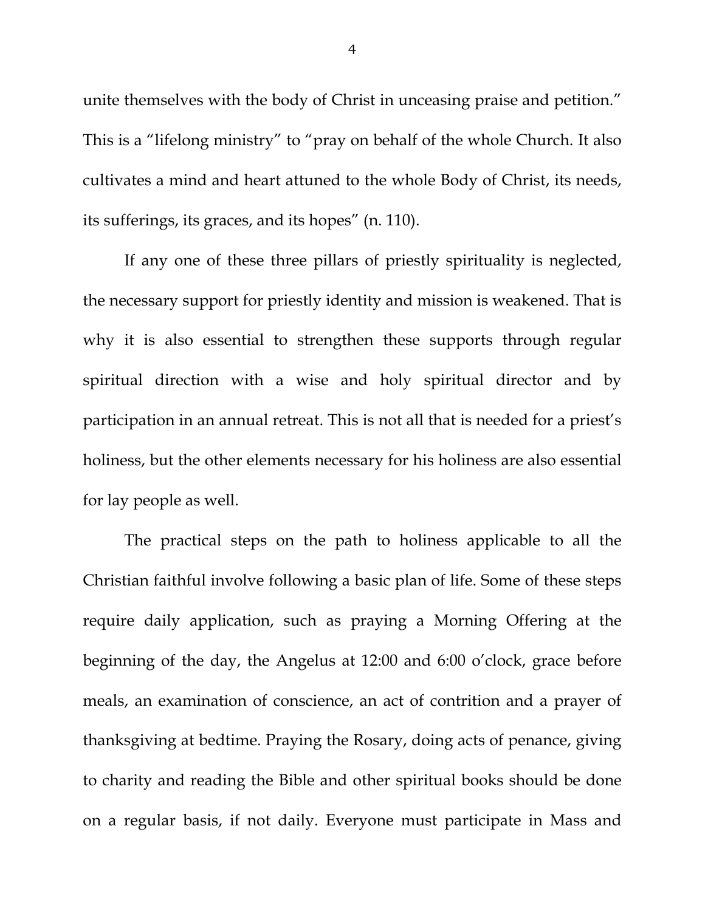unite themselves with the body of Christ in unceasing praise and petition." This is a "lifelong ministry" to "pray on behalf of the whole Church. It also cultivates a mind and heart attuned to the whole Body of Christ, its needs, its sufferings, its graces, and its hopes" (n. 110).

If any one of these three pillars of priestly spirituality is neglected, the necessary support for priestly identity and mission is weakened. That is why it is also essential to strengthen these supports through regular spiritual direction with a wise and holy spiritual director and by participation in an annual retreat. This is not all that is needed for a priest's holiness, but the other elements necessary for his holiness are also essential for lay people as well.

The practical steps on the path to holiness applicable to all the Christian faithful involve following a basic plan of life. Some of these steps require daily application, such as praying a Morning Offering at the beginning of the day, the Angelus at 12:00 and 6:00 o'clock, grace before meals, an examination of conscience, an act of contrition and a prayer of thanksgiving at bedtime. Praying the Rosary, doing acts of penance, giving to charity and reading the Bible and other spiritual books should be done on a regular basis, if not daily. Everyone must participate in Mass and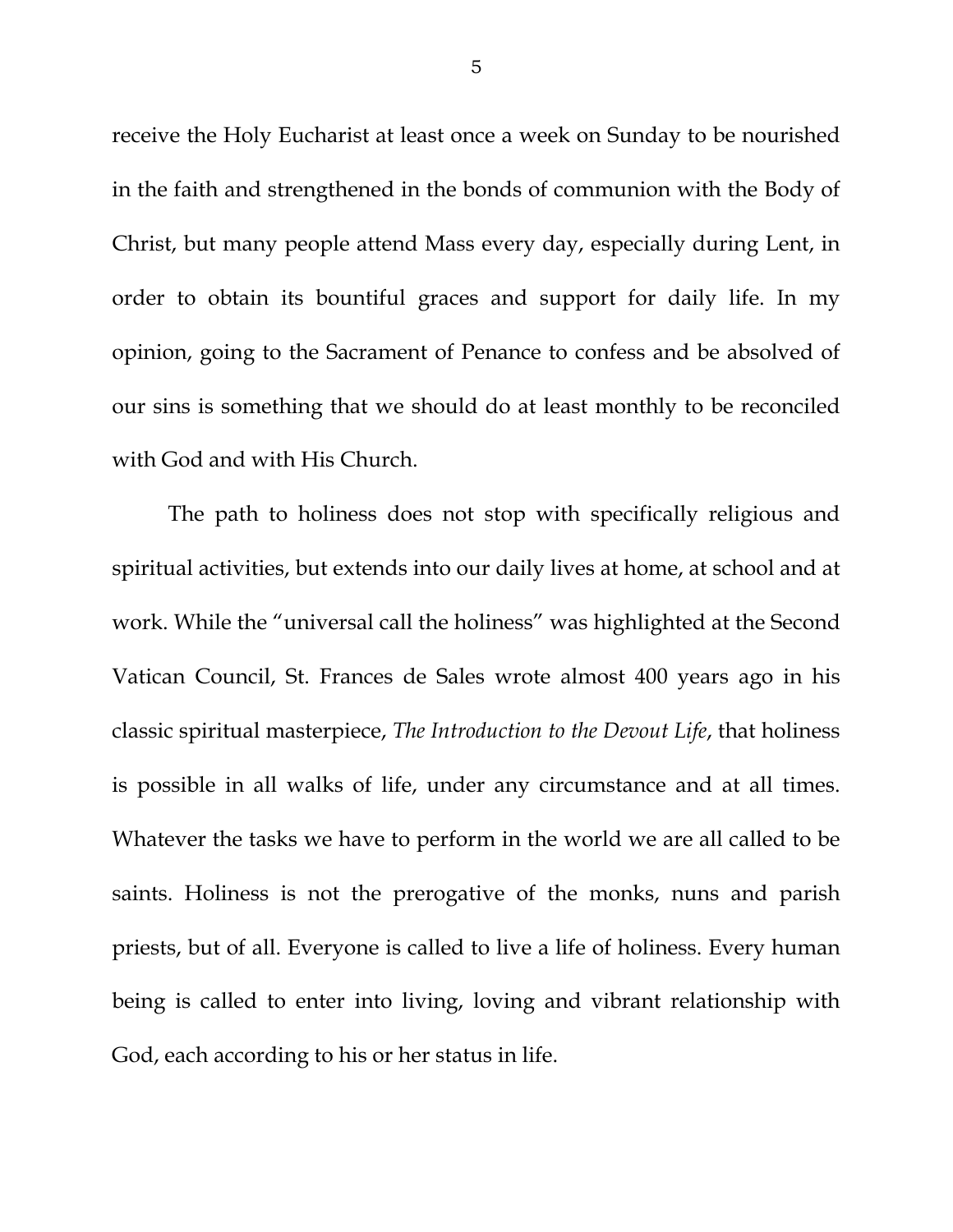receive the Holy Eucharist at least once a week on Sunday to be nourished in the faith and strengthened in the bonds of communion with the Body of Christ, but many people attend Mass every day, especially during Lent, in order to obtain its bountiful graces and support for daily life. In my opinion, going to the Sacrament of Penance to confess and be absolved of our sins is something that we should do at least monthly to be reconciled with God and with His Church.

The path to holiness does not stop with specifically religious and spiritual activities, but extends into our daily lives at home, at school and at work. While the "universal call the holiness" was highlighted at the Second Vatican Council, St. Frances de Sales wrote almost 400 years ago in his classic spiritual masterpiece, *The Introduction to the Devout Life*, that holiness is possible in all walks of life, under any circumstance and at all times. Whatever the tasks we have to perform in the world we are all called to be saints. Holiness is not the prerogative of the monks, nuns and parish priests, but of all. Everyone is called to live a life of holiness. Every human being is called to enter into living, loving and vibrant relationship with God, each according to his or her status in life.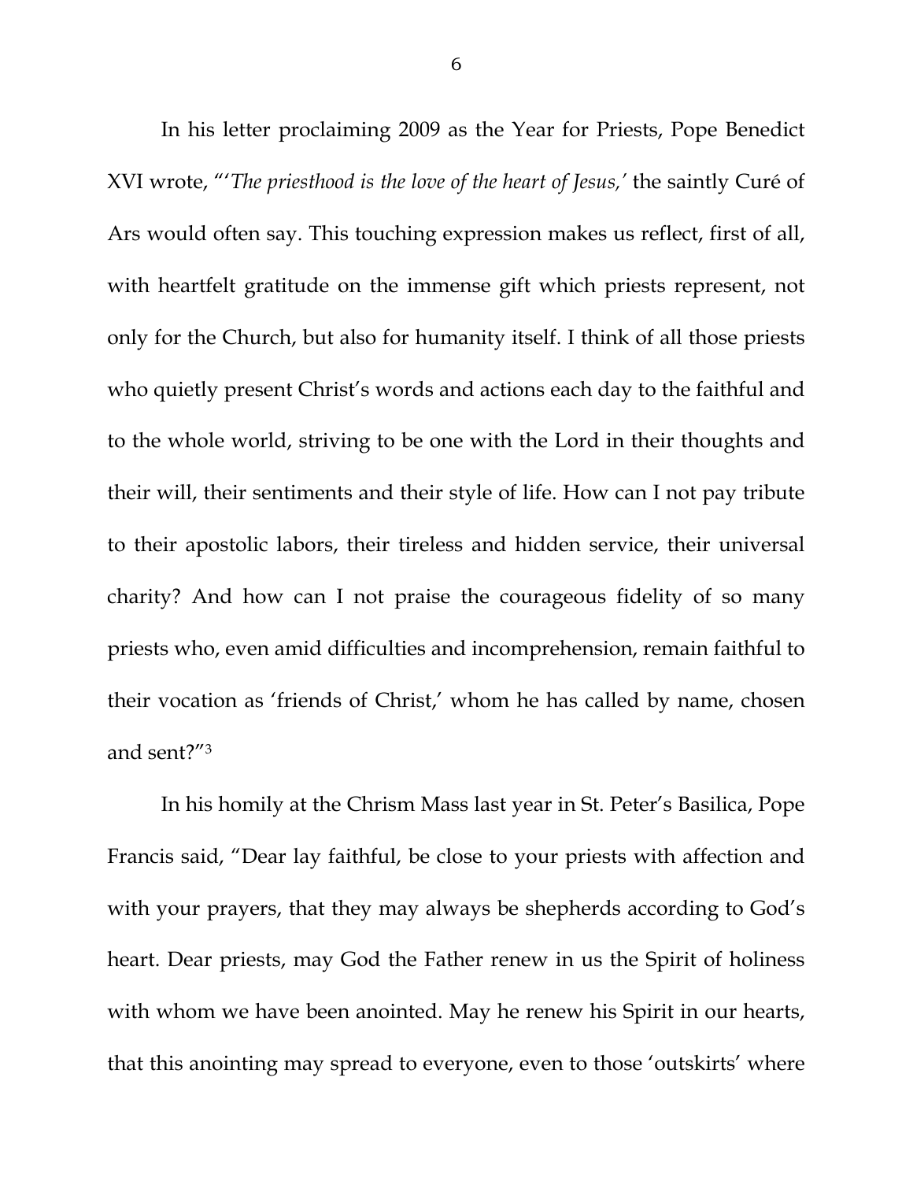In his letter proclaiming 2009 as the Year for Priests, Pope Benedict XVI wrote, "'*The priesthood is the love of the heart of Jesus,'* the saintly Curé of Ars would often say. This touching expression makes us reflect, first of all, with heartfelt gratitude on the immense gift which priests represent, not only for the Church, but also for humanity itself. I think of all those priests who quietly present Christ's words and actions each day to the faithful and to the whole world, striving to be one with the Lord in their thoughts and their will, their sentiments and their style of life. How can I not pay tribute to their apostolic labors, their tireless and hidden service, their universal charity? And how can I not praise the courageous fidelity of so many priests who, even amid difficulties and incomprehension, remain faithful to their vocation as 'friends of Christ,' whom he has called by name, chosen and sent?"[3]

In his homily at the Chrism Mass last year in St. Peter's Basilica, Pope Francis said, "Dear lay faithful, be close to your priests with affection and with your prayers, that they may always be shepherds according to God's heart. Dear priests, may God the Father renew in us the Spirit of holiness with whom we have been anointed. May he renew his Spirit in our hearts, that this anointing may spread to everyone, even to those 'outskirts' where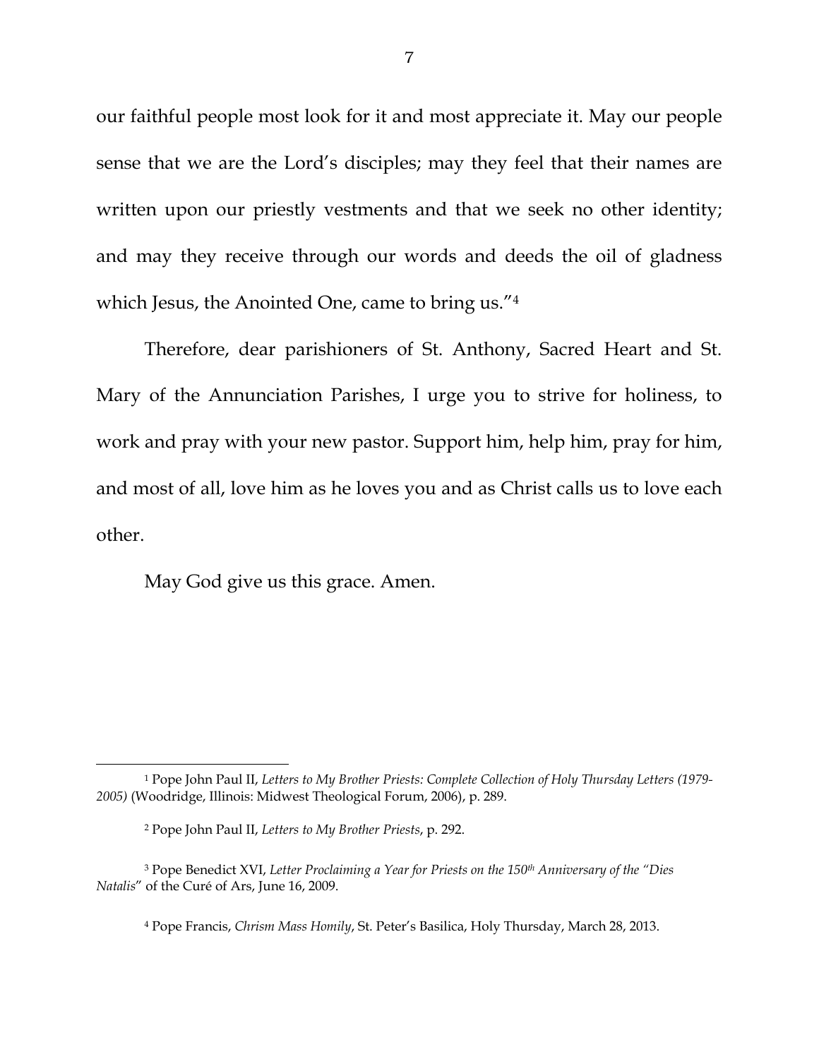our faithful people most look for it and most appreciate it. May our people sense that we are the Lord's disciples; may they feel that their names are written upon our priestly vestments and that we seek no other identity; and may they receive through our words and deeds the oil of gladness which Jesus, the Anointed One, came to bring us."[4]

Therefore, dear parishioners of St. Anthony, Sacred Heart and St. Mary of the Annunciation Parishes, I urge you to strive for holiness, to work and pray with your new pastor. Support him, help him, pray for him, and most of all, love him as he loves you and as Christ calls us to love each other.

May God give us this grace. Amen.

---

[1] Pope John Paul II, *Letters to My Brother Priests: Complete Collection of Holy Thursday Letters (1979-2005)* (Woodridge, Illinois: Midwest Theological Forum, 2006), p. 289.

[2] Pope John Paul II, *Letters to My Brother Priests*, p. 292.

[3] Pope Benedict XVI, *Letter Proclaiming a Year for Priests on the 150th Anniversary of the "Dies Natalis"* of the Curé of Ars, June 16, 2009.

[4] Pope Francis, *Chrism Mass Homily*, St. Peter's Basilica, Holy Thursday, March 28, 2013.